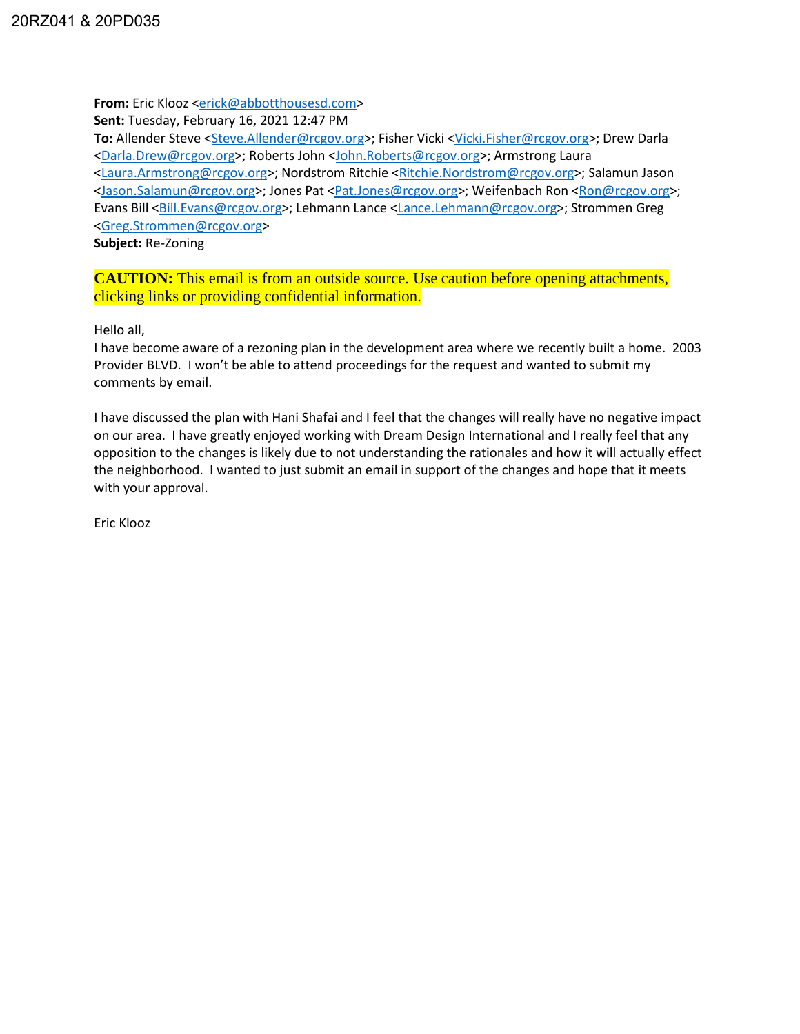20RZ041 & 20PD035

**From:** Eric Klooz <erick@abbotthousesd.com>
**Sent:** Tuesday, February 16, 2021 12:47 PM
**To:** Allender Steve <Steve.Allender@rcgov.org>; Fisher Vicki <Vicki.Fisher@rcgov.org>; Drew Darla <Darla.Drew@rcgov.org>; Roberts John <John.Roberts@rcgov.org>; Armstrong Laura <Laura.Armstrong@rcgov.org>; Nordstrom Ritchie <Ritchie.Nordstrom@rcgov.org>; Salamun Jason <Jason.Salamun@rcgov.org>; Jones Pat <Pat.Jones@rcgov.org>; Weifenbach Ron <Ron@rcgov.org>; Evans Bill <Bill.Evans@rcgov.org>; Lehmann Lance <Lance.Lehmann@rcgov.org>; Strommen Greg <Greg.Strommen@rcgov.org>
**Subject:** Re-Zoning

**CAUTION:** This email is from an outside source. Use caution before opening attachments, clicking links or providing confidential information.

Hello all,
I have become aware of a rezoning plan in the development area where we recently built a home. 2003 Provider BLVD. I won't be able to attend proceedings for the request and wanted to submit my comments by email.

I have discussed the plan with Hani Shafai and I feel that the changes will really have no negative impact on our area. I have greatly enjoyed working with Dream Design International and I really feel that any opposition to the changes is likely due to not understanding the rationales and how it will actually effect the neighborhood. I wanted to just submit an email in support of the changes and hope that it meets with your approval.

Eric Klooz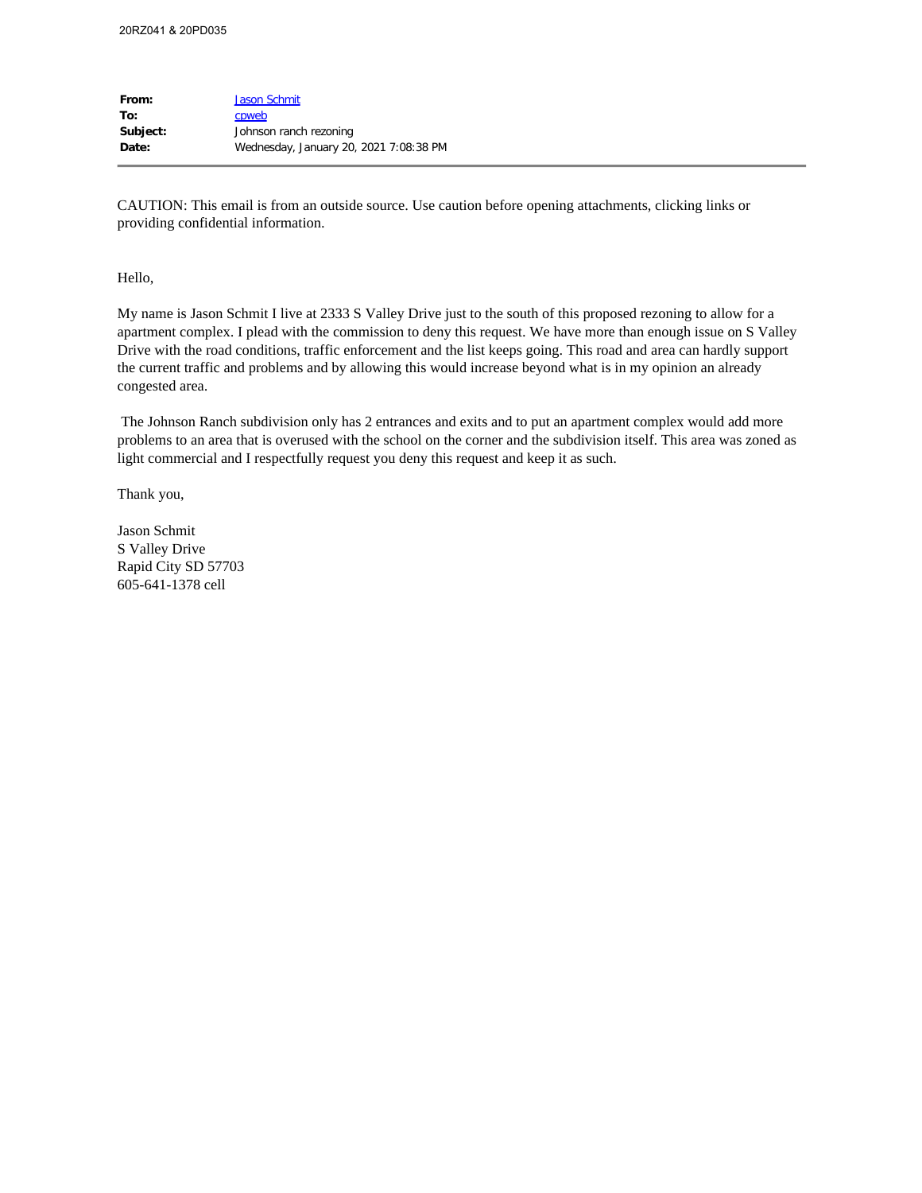| **From:** | Jason Schmit |
| --- | --- |
| **To:** | cpweb |
| **Subject:** | Johnson ranch rezoning |
| **Date:** | Wednesday, January 20, 2021 7:08:38 PM |

CAUTION: This email is from an outside source. Use caution before opening attachments, clicking links or providing confidential information.

Hello,

My name is Jason Schmit I live at 2333 S Valley Drive just to the south of this proposed rezoning to allow for a apartment complex. I plead with the commission to deny this request. We have more than enough issue on S Valley Drive with the road conditions, traffic enforcement and the list keeps going. This road and area can hardly support the current traffic and problems and by allowing this would increase beyond what is in my opinion an already congested area.

The Johnson Ranch subdivision only has 2 entrances and exits and to put an apartment complex would add more problems to an area that is overused with the school on the corner and the subdivision itself. This area was zoned as light commercial and I respectfully request you deny this request and keep it as such.

Thank you,

Jason Schmit
S Valley Drive
Rapid City SD 57703
605-641-1378 cell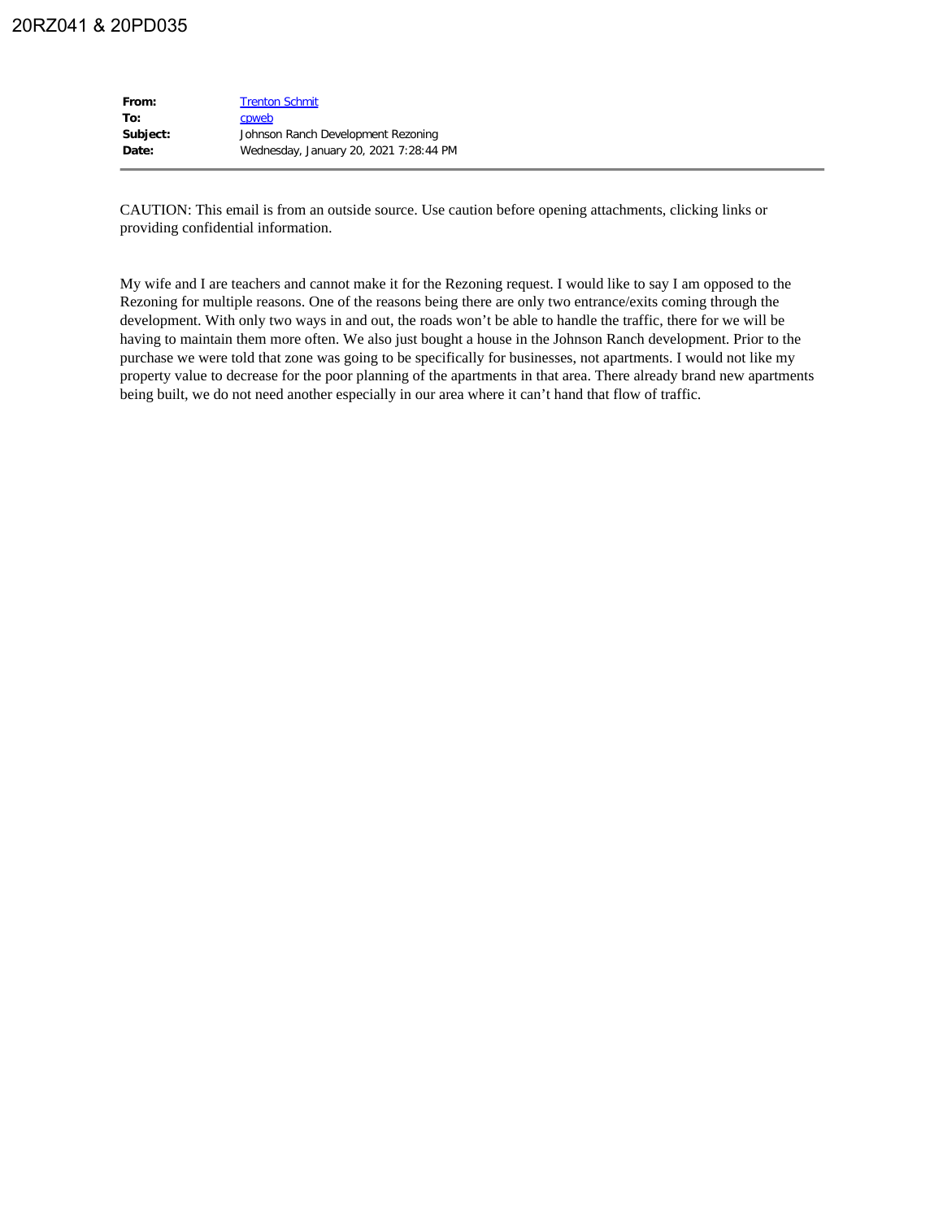20RZ041 & 20PD035

| | |
|---|---|
| **From:** | Trenton Schmit |
| **To:** | cpweb |
| **Subject:** | Johnson Ranch Development Rezoning |
| **Date:** | Wednesday, January 20, 2021 7:28:44 PM |

CAUTION: This email is from an outside source. Use caution before opening attachments, clicking links or providing confidential information.

My wife and I are teachers and cannot make it for the Rezoning request. I would like to say I am opposed to the Rezoning for multiple reasons. One of the reasons being there are only two entrance/exits coming through the development. With only two ways in and out, the roads won't be able to handle the traffic, there for we will be having to maintain them more often. We also just bought a house in the Johnson Ranch development. Prior to the purchase we were told that zone was going to be specifically for businesses, not apartments. I would not like my property value to decrease for the poor planning of the apartments in that area. There already brand new apartments being built, we do not need another especially in our area where it can't hand that flow of traffic.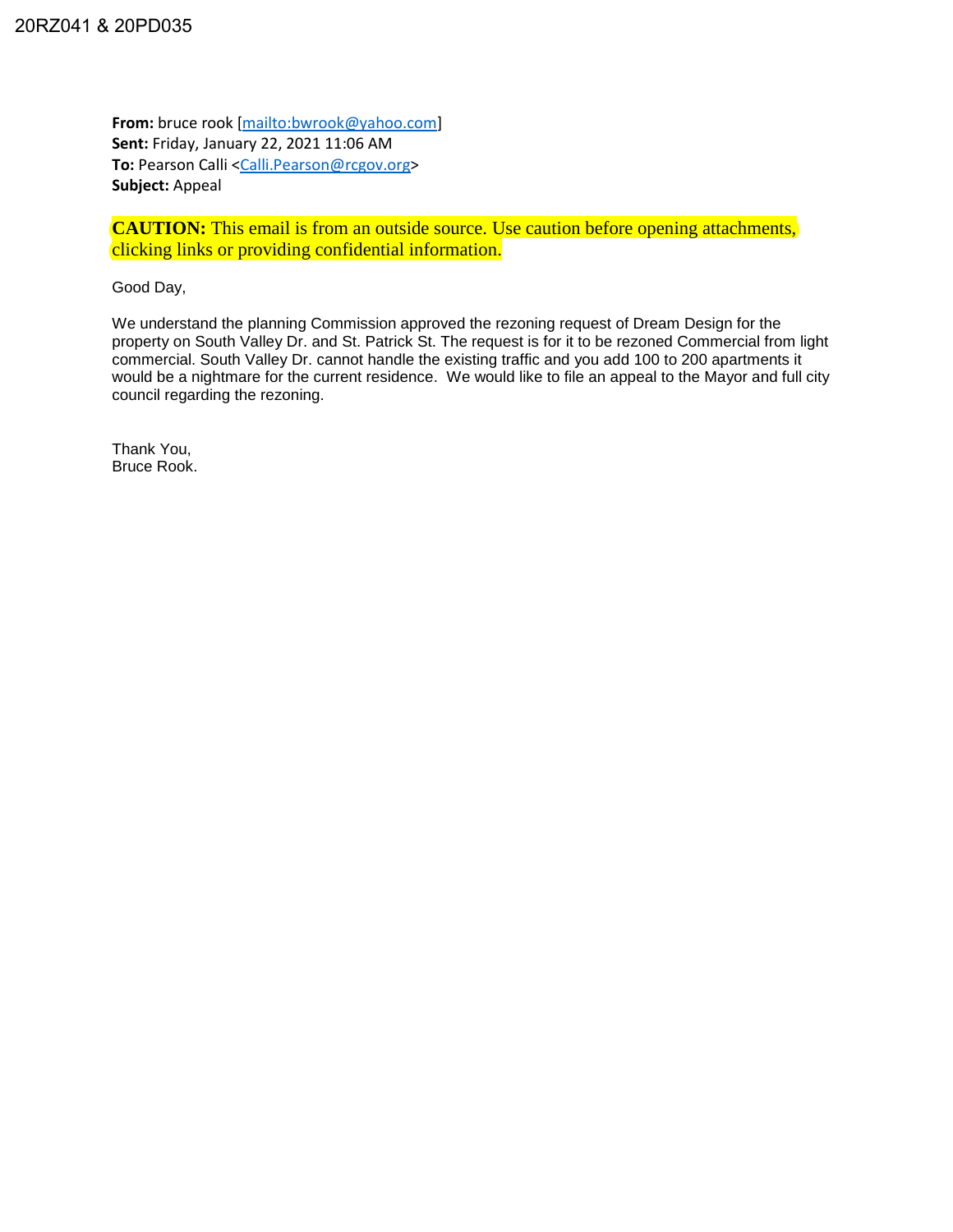**From:** bruce rook [mailto:bwrook@yahoo.com]
**Sent:** Friday, January 22, 2021 11:06 AM
**To:** Pearson Calli <Calli.Pearson@rcgov.org>
**Subject:** Appeal

**CAUTION:** This email is from an outside source. Use caution before opening attachments, clicking links or providing confidential information.

Good Day,

We understand the planning Commission approved the rezoning request of Dream Design for the property on South Valley Dr. and St. Patrick St. The request is for it to be rezoned Commercial from light commercial. South Valley Dr. cannot handle the existing traffic and you add 100 to 200 apartments it would be a nightmare for the current residence. We would like to file an appeal to the Mayor and full city council regarding the rezoning.

Thank You,
Bruce Rook.